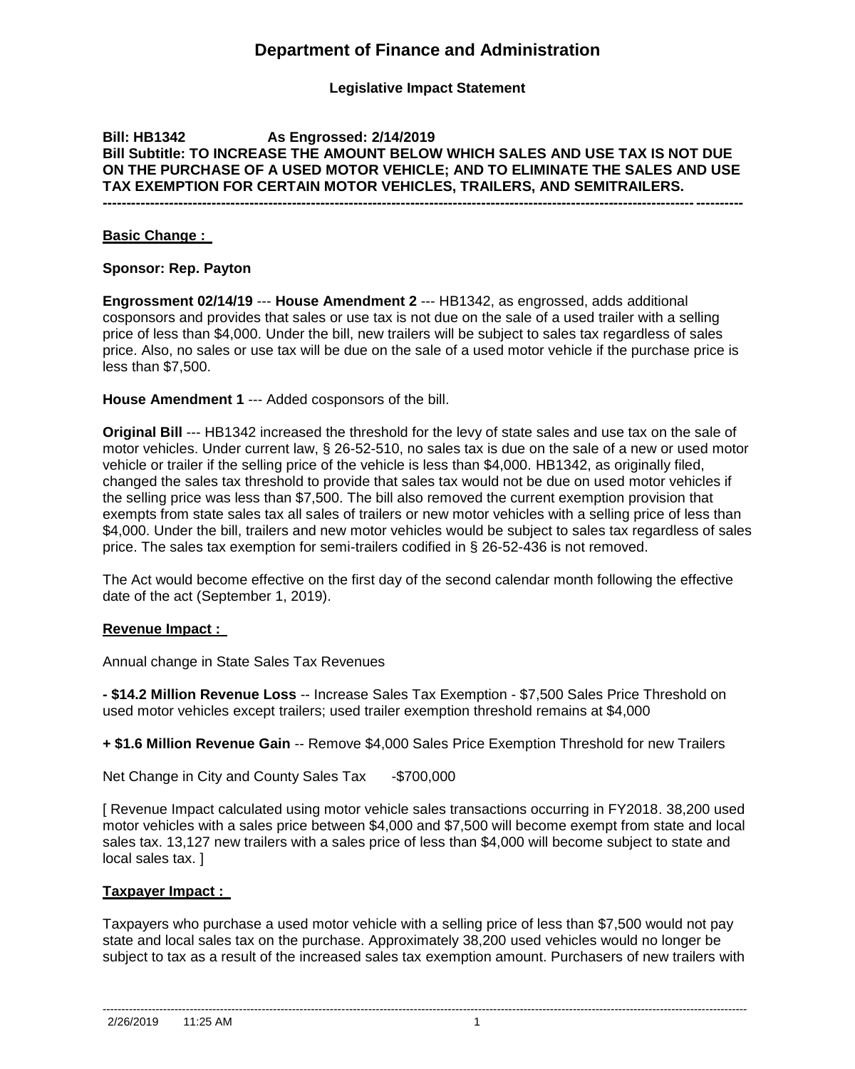# Department of Finance and Administration

**Legislative Impact Statement**

**Bill: HB1342 As Engrossed: 2/14/2019**
**Bill Subtitle: TO INCREASE THE AMOUNT BELOW WHICH SALES AND USE TAX IS NOT DUE ON THE PURCHASE OF A USED MOTOR VEHICLE; AND TO ELIMINATE THE SALES AND USE TAX EXEMPTION FOR CERTAIN MOTOR VEHICLES, TRAILERS, AND SEMITRAILERS.**

---

## Basic Change :

**Sponsor: Rep. Payton**

**Engrossment 02/14/19** --- **House Amendment 2** --- HB1342, as engrossed, adds additional cosponsors and provides that sales or use tax is not due on the sale of a used trailer with a selling price of less than $4,000. Under the bill, new trailers will be subject to sales tax regardless of sales price. Also, no sales or use tax will be due on the sale of a used motor vehicle if the purchase price is less than $7,500.

**House Amendment 1** --- Added cosponsors of the bill.

**Original Bill** --- HB1342 increased the threshold for the levy of state sales and use tax on the sale of motor vehicles. Under current law, § 26-52-510, no sales tax is due on the sale of a new or used motor vehicle or trailer if the selling price of the vehicle is less than $4,000. HB1342, as originally filed, changed the sales tax threshold to provide that sales tax would not be due on used motor vehicles if the selling price was less than $7,500. The bill also removed the current exemption provision that exempts from state sales tax all sales of trailers or new motor vehicles with a selling price of less than $4,000. Under the bill, trailers and new motor vehicles would be subject to sales tax regardless of sales price. The sales tax exemption for semi-trailers codified in § 26-52-436 is not removed.

The Act would become effective on the first day of the second calendar month following the effective date of the act (September 1, 2019).

## Revenue Impact :

Annual change in State Sales Tax Revenues

**- $14.2 Million Revenue Loss** -- Increase Sales Tax Exemption - $7,500 Sales Price Threshold on used motor vehicles except trailers; used trailer exemption threshold remains at $4,000

**+ $1.6 Million Revenue Gain** -- Remove $4,000 Sales Price Exemption Threshold for new Trailers

Net Change in City and County Sales Tax -$700,000

[ Revenue Impact calculated using motor vehicle sales transactions occurring in FY2018. 38,200 used motor vehicles with a sales price between $4,000 and $7,500 will become exempt from state and local sales tax. 13,127 new trailers with a sales price of less than $4,000 will become subject to state and local sales tax. ]

## Taxpayer Impact :

Taxpayers who purchase a used motor vehicle with a selling price of less than $7,500 would not pay state and local sales tax on the purchase. Approximately 38,200 used vehicles would no longer be subject to tax as a result of the increased sales tax exemption amount. Purchasers of new trailers with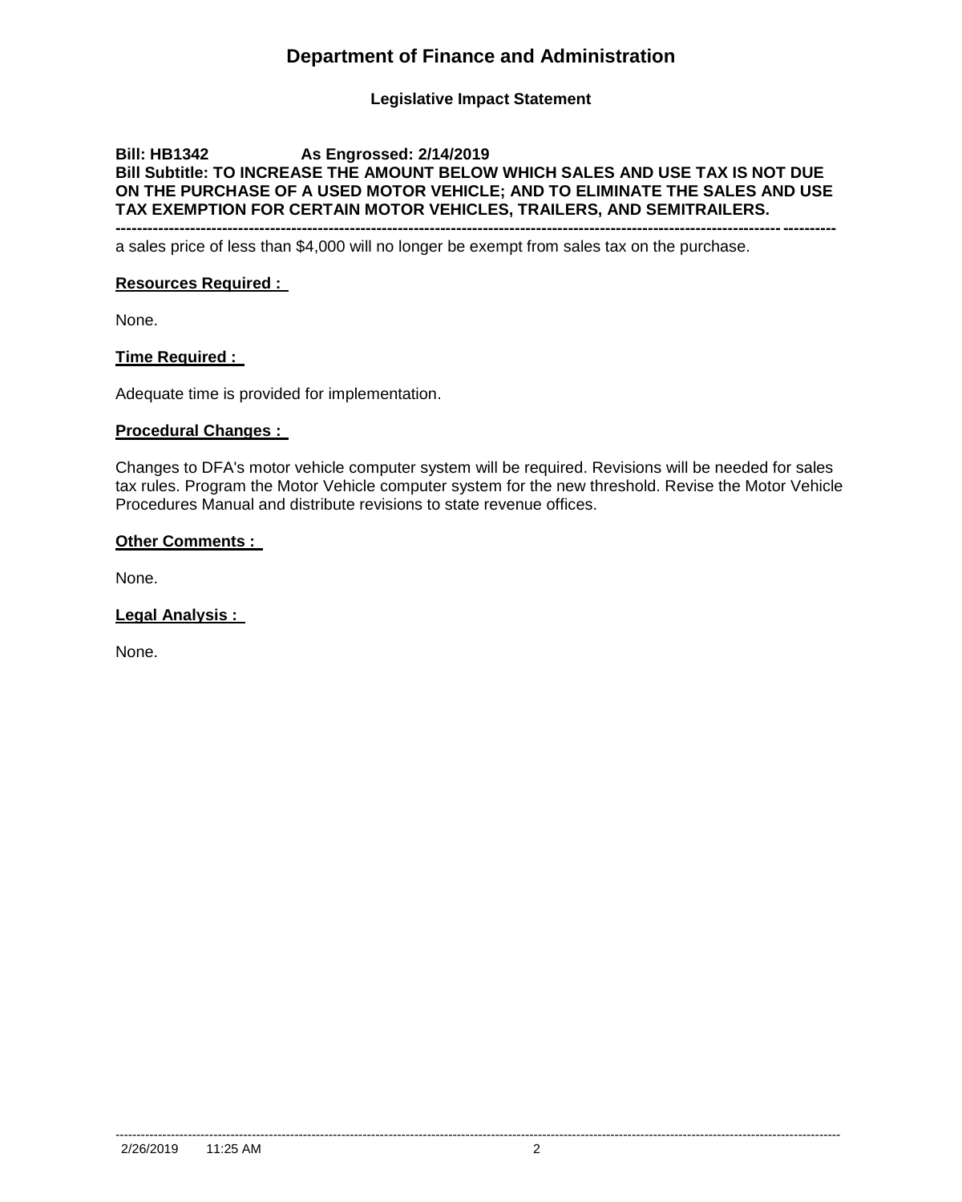# Department of Finance and Administration

**Legislative Impact Statement**

**Bill: HB1342 As Engrossed: 2/14/2019**
**Bill Subtitle: TO INCREASE THE AMOUNT BELOW WHICH SALES AND USE TAX IS NOT DUE ON THE PURCHASE OF A USED MOTOR VEHICLE; AND TO ELIMINATE THE SALES AND USE TAX EXEMPTION FOR CERTAIN MOTOR VEHICLES, TRAILERS, AND SEMITRAILERS.**

---

a sales price of less than $4,000 will no longer be exempt from sales tax on the purchase.

**Resources Required :**

None.

**Time Required :**

Adequate time is provided for implementation.

**Procedural Changes :**

Changes to DFA's motor vehicle computer system will be required. Revisions will be needed for sales tax rules. Program the Motor Vehicle computer system for the new threshold. Revise the Motor Vehicle Procedures Manual and distribute revisions to state revenue offices.

**Other Comments :**

None.

**Legal Analysis :**

None.